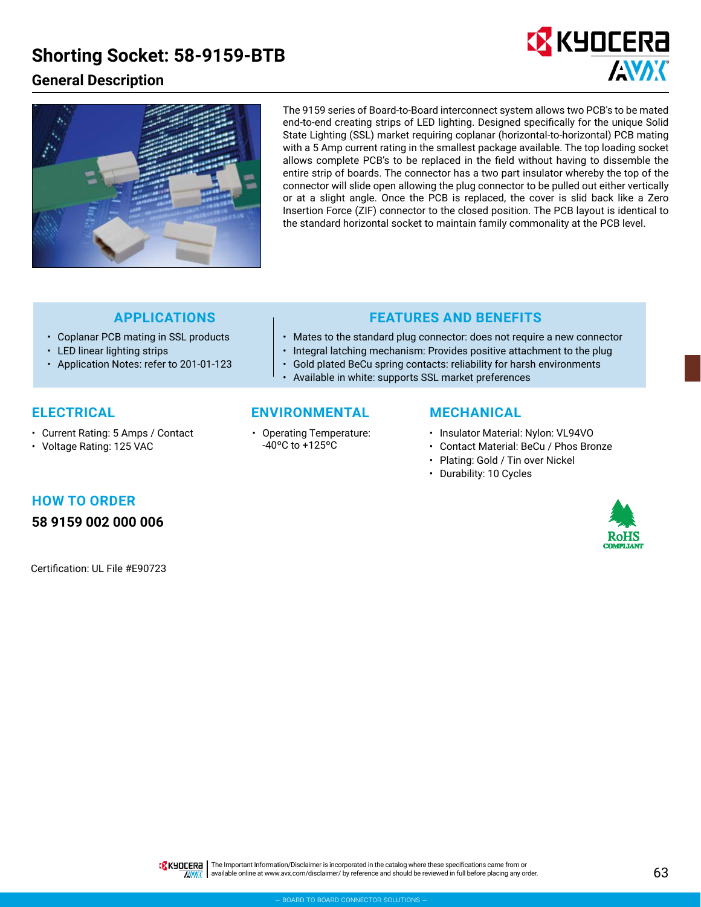# Shorting Socket: 58-9159-BTB

## General Description

The 9159 series of Board-to-Board interconnect system allows two PCB's to be mated end-to-end creating strips of LED lighting. Designed specifically for the unique Solid State Lighting (SSL) market requiring coplanar (horizontal-to-horizontal) PCB mating with a 5 Amp current rating in the smallest package available. The top loading socket allows complete PCB's to be replaced in the field without having to dissemble the entire strip of boards. The connector has a two part insulator whereby the top of the connector will slide open allowing the plug connector to be pulled out either vertically or at a slight angle. Once the PCB is replaced, the cover is slid back like a Zero Insertion Force (ZIF) connector to the closed position. The PCB layout is identical to the standard horizontal socket to maintain family commonality at the PCB level.

### APPLICATIONS

- Coplanar PCB mating in SSL products
- LED linear lighting strips
- Application Notes: refer to 201-01-123

### FEATURES AND BENEFITS

- Mates to the standard plug connector: does not require a new connector
- Integral latching mechanism: Provides positive attachment to the plug
- Gold plated BeCu spring contacts: reliability for harsh environments
- Available in white: supports SSL market preferences

### ELECTRICAL

- Current Rating: 5 Amps / Contact
- Voltage Rating: 125 VAC

### ENVIRONMENTAL

- Operating Temperature: -40°C to +125°C

### MECHANICAL

- Insulator Material: Nylon: VL94VO
- Contact Material: BeCu / Phos Bronze
- Plating: Gold / Tin over Nickel
- Durability: 10 Cycles

### HOW TO ORDER

**58 9159 002 000 006**

Certification: UL File #E90723

RoHS COMPLIANT

The Important Information/Disclaimer is incorporated in the catalog where these specifications came from or available online at www.avx.com/disclaimer/ by reference and should be reviewed in full before placing any order.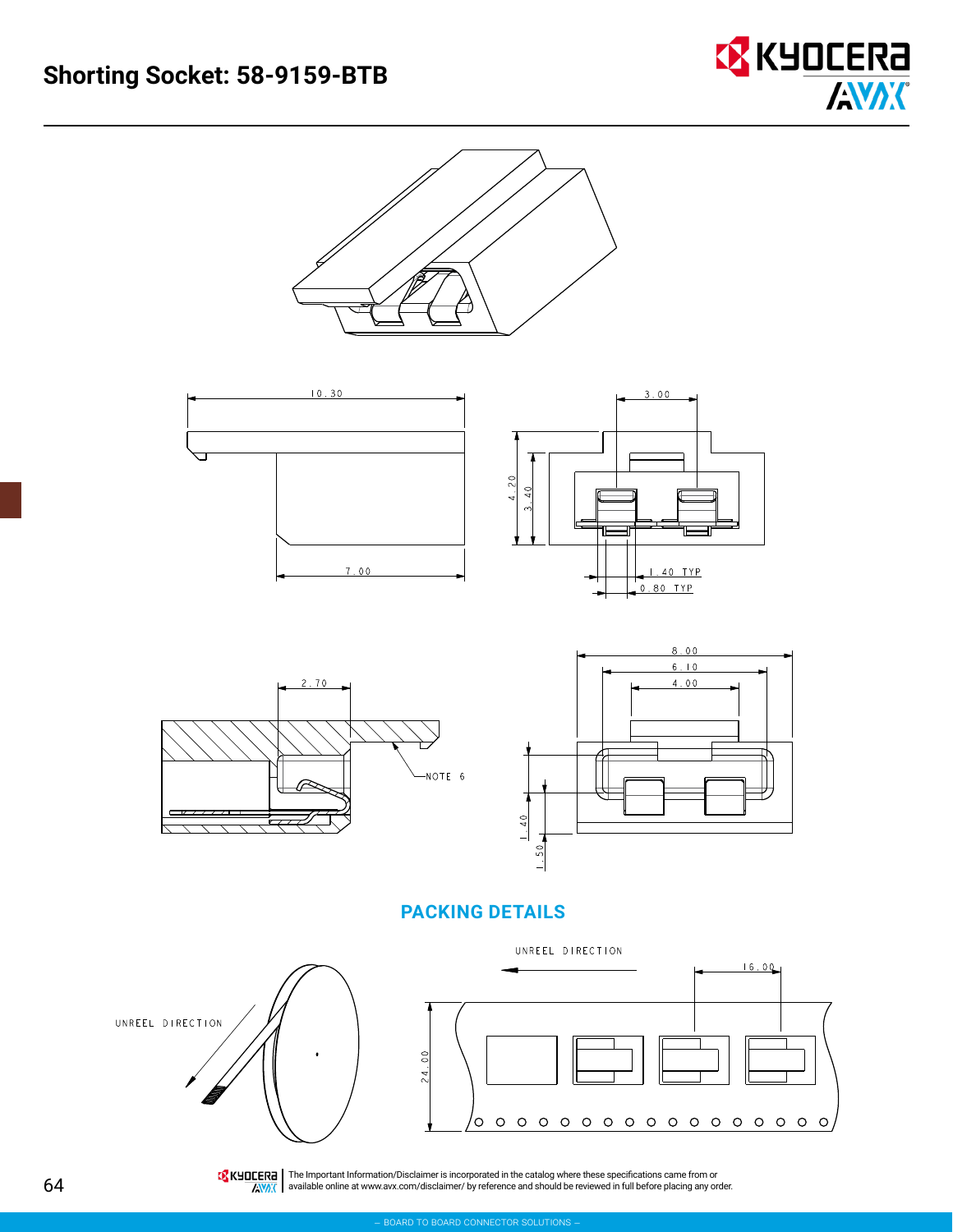# Shorting Socket: 58-9159-BTB

10.30

7.00

3.00

4.20

3.40

1.40 TYP

0.80 TYP

2.70

NOTE 6

8.00

6.10

4.00

1.40

1.50

## PACKING DETAILS

UNREEL DIRECTION

UNREEL DIRECTION

16.00

24.00

The Important Information/Disclaimer is incorporated in the catalog where these specifications came from or available online at www.avx.com/disclaimer/ by reference and should be reviewed in full before placing any order.